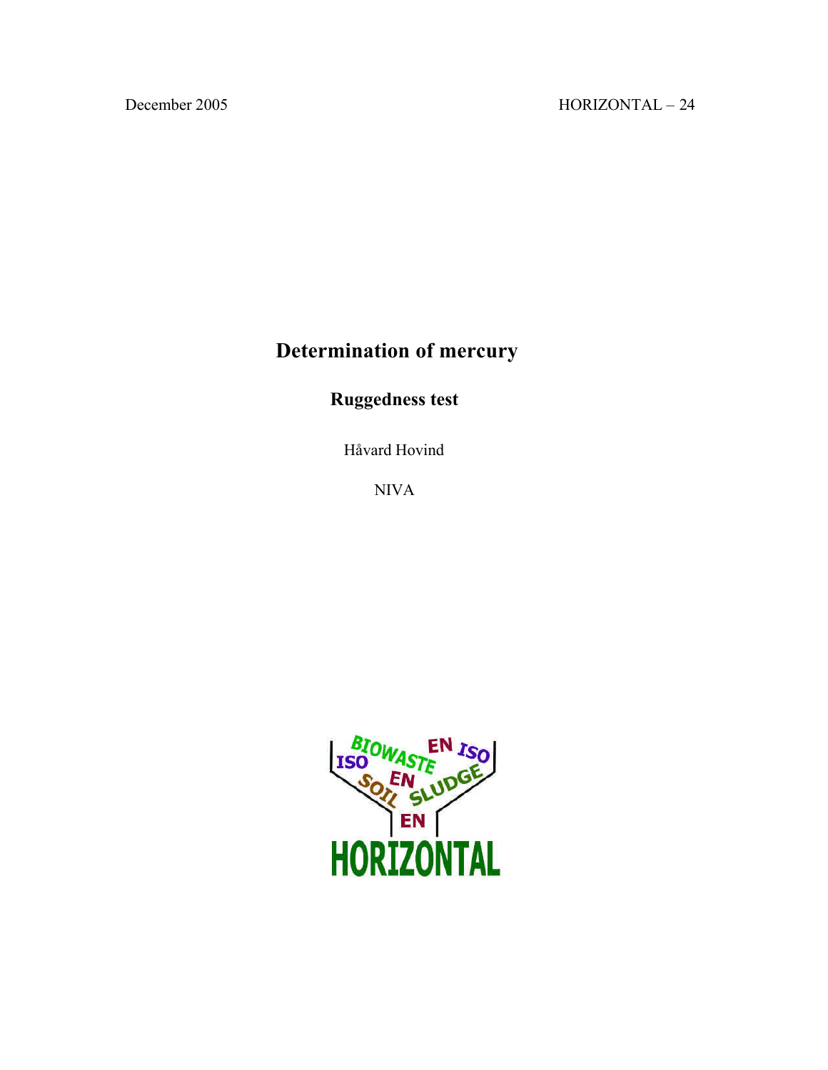December 2005 HORIZONTAL – 24

# Determination of mercury

## Ruggedness test

Håvard Hovind

NIVA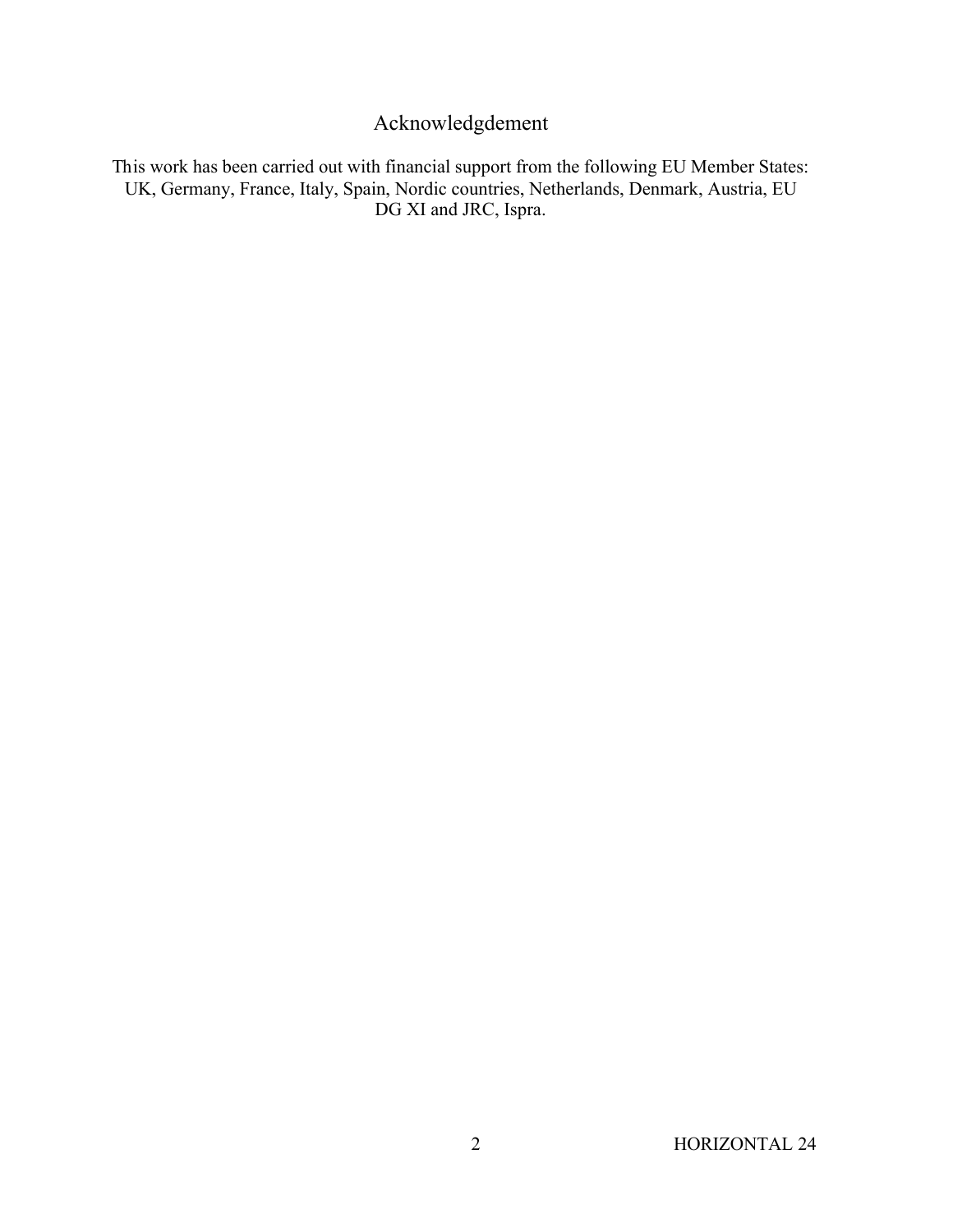# Acknowledgdement

This work has been carried out with financial support from the following EU Member States: UK, Germany, France, Italy, Spain, Nordic countries, Netherlands, Denmark, Austria, EU DG XI and JRC, Ispra.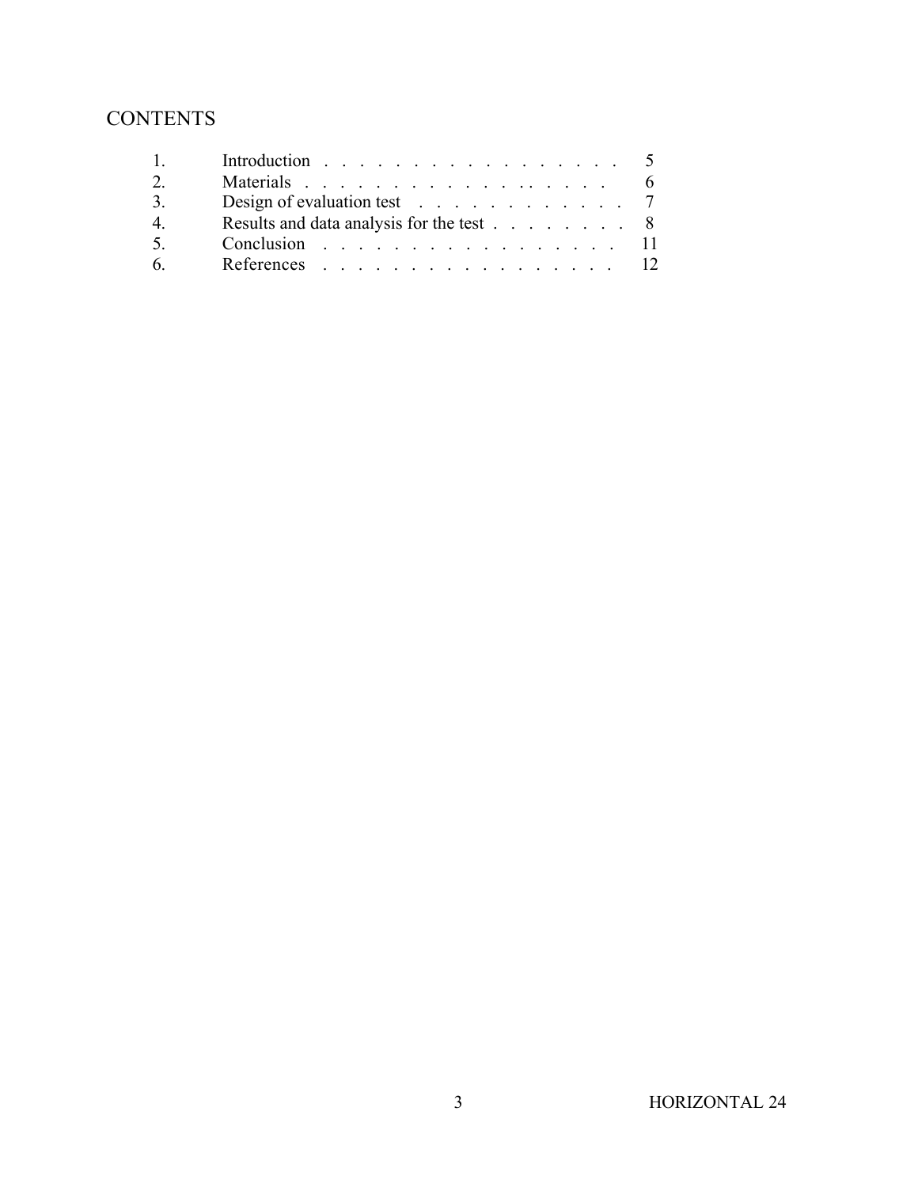# CONTENTS

| | | |
|---|---|---|
| 1. | Introduction | 5 |
| 2. | Materials | 6 |
| 3. | Design of evaluation test | 7 |
| 4. | Results and data analysis for the test | 8 |
| 5. | Conclusion | 11 |
| 6. | References | 12 |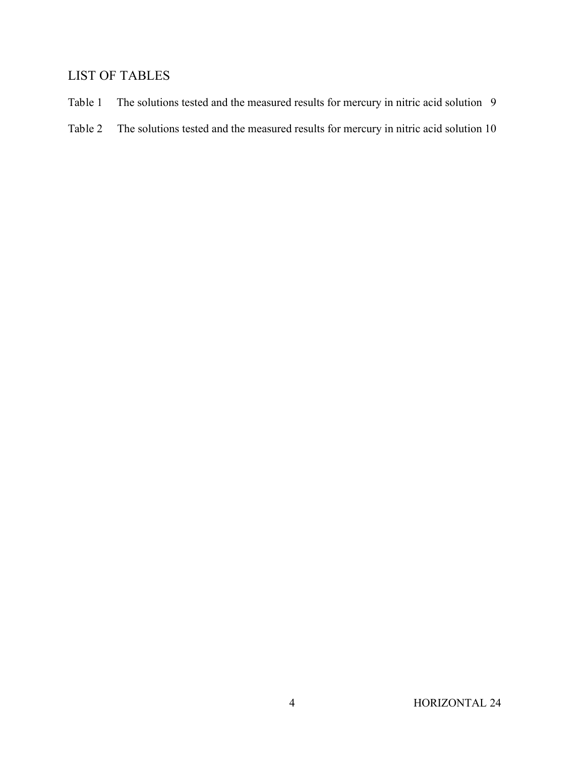# LIST OF TABLES

Table 1 The solutions tested and the measured results for mercury in nitric acid solution 9

Table 2 The solutions tested and the measured results for mercury in nitric acid solution 10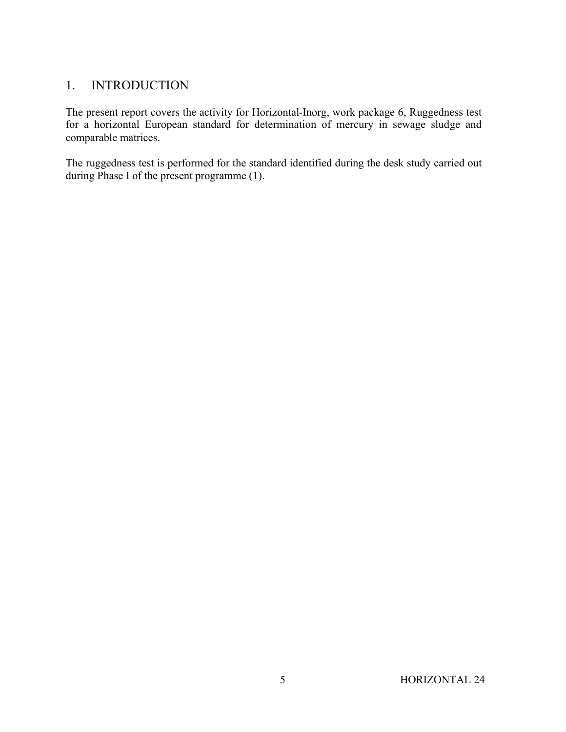# 1. INTRODUCTION

The present report covers the activity for Horizontal-Inorg, work package 6, Ruggedness test for a horizontal European standard for determination of mercury in sewage sludge and comparable matrices.

The ruggedness test is performed for the standard identified during the desk study carried out during Phase I of the present programme (1).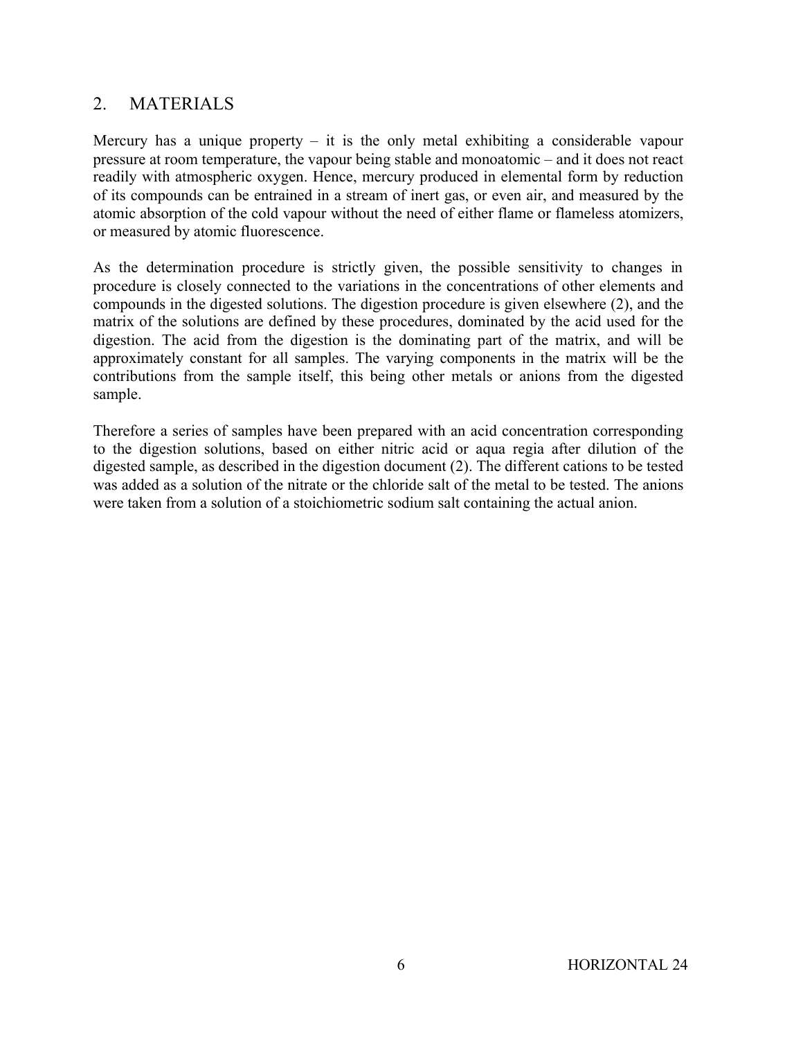## 2. MATERIALS

Mercury has a unique property – it is the only metal exhibiting a considerable vapour pressure at room temperature, the vapour being stable and monoatomic – and it does not react readily with atmospheric oxygen. Hence, mercury produced in elemental form by reduction of its compounds can be entrained in a stream of inert gas, or even air, and measured by the atomic absorption of the cold vapour without the need of either flame or flameless atomizers, or measured by atomic fluorescence.

As the determination procedure is strictly given, the possible sensitivity to changes in procedure is closely connected to the variations in the concentrations of other elements and compounds in the digested solutions. The digestion procedure is given elsewhere (2), and the matrix of the solutions are defined by these procedures, dominated by the acid used for the digestion. The acid from the digestion is the dominating part of the matrix, and will be approximately constant for all samples. The varying components in the matrix will be the contributions from the sample itself, this being other metals or anions from the digested sample.

Therefore a series of samples have been prepared with an acid concentration corresponding to the digestion solutions, based on either nitric acid or aqua regia after dilution of the digested sample, as described in the digestion document (2). The different cations to be tested was added as a solution of the nitrate or the chloride salt of the metal to be tested. The anions were taken from a solution of a stoichiometric sodium salt containing the actual anion.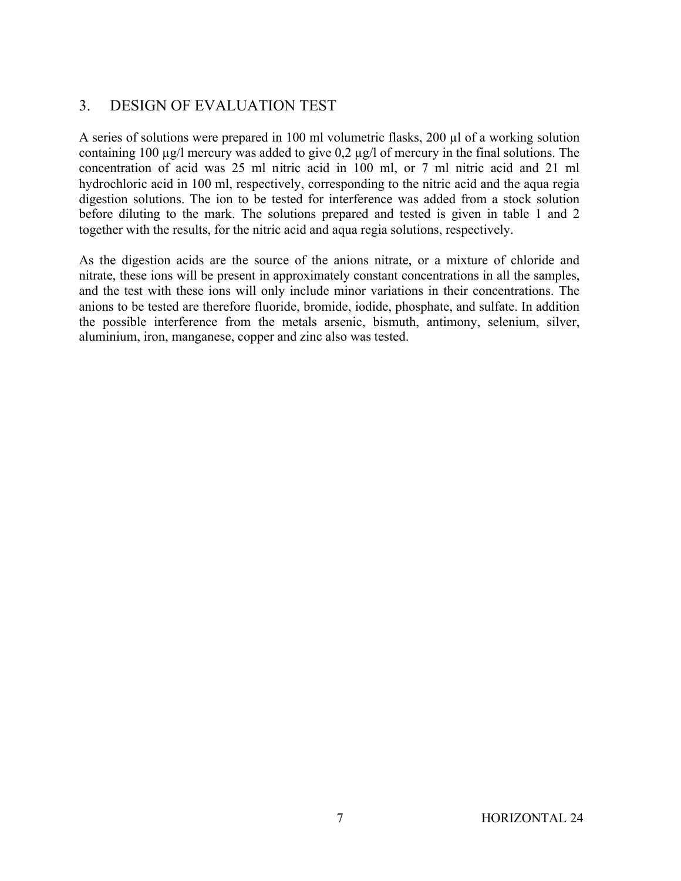## 3. DESIGN OF EVALUATION TEST

A series of solutions were prepared in 100 ml volumetric flasks, 200 µl of a working solution containing 100 µg/l mercury was added to give 0,2 µg/l of mercury in the final solutions. The concentration of acid was 25 ml nitric acid in 100 ml, or 7 ml nitric acid and 21 ml hydrochloric acid in 100 ml, respectively, corresponding to the nitric acid and the aqua regia digestion solutions. The ion to be tested for interference was added from a stock solution before diluting to the mark. The solutions prepared and tested is given in table 1 and 2 together with the results, for the nitric acid and aqua regia solutions, respectively.

As the digestion acids are the source of the anions nitrate, or a mixture of chloride and nitrate, these ions will be present in approximately constant concentrations in all the samples, and the test with these ions will only include minor variations in their concentrations. The anions to be tested are therefore fluoride, bromide, iodide, phosphate, and sulfate. In addition the possible interference from the metals arsenic, bismuth, antimony, selenium, silver, aluminium, iron, manganese, copper and zinc also was tested.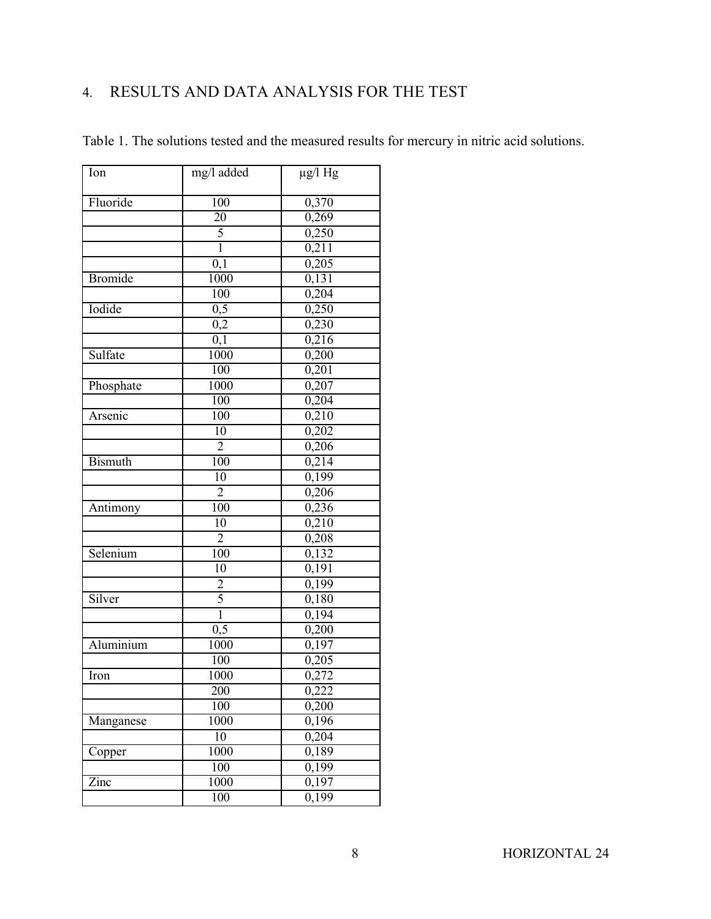## 4. RESULTS AND DATA ANALYSIS FOR THE TEST

Table 1. The solutions tested and the measured results for mercury in nitric acid solutions.

| Ion | mg/l added | µg/l Hg |
|---|---|---|
| Fluoride | 100 | 0,370 |
| | 20 | 0,269 |
| | 5 | 0,250 |
| | 1 | 0,211 |
| | 0,1 | 0,205 |
| Bromide | 1000 | 0,131 |
| | 100 | 0,204 |
| Iodide | 0,5 | 0,250 |
| | 0,2 | 0,230 |
| | 0,1 | 0,216 |
| Sulfate | 1000 | 0,200 |
| | 100 | 0,201 |
| Phosphate | 1000 | 0,207 |
| | 100 | 0,204 |
| Arsenic | 100 | 0,210 |
| | 10 | 0,202 |
| | 2 | 0,206 |
| Bismuth | 100 | 0,214 |
| | 10 | 0,199 |
| | 2 | 0,206 |
| Antimony | 100 | 0,236 |
| | 10 | 0,210 |
| | 2 | 0,208 |
| Selenium | 100 | 0,132 |
| | 10 | 0,191 |
| | 2 | 0,199 |
| Silver | 5 | 0,180 |
| | 1 | 0,194 |
| | 0,5 | 0,200 |
| Aluminium | 1000 | 0,197 |
| | 100 | 0,205 |
| Iron | 1000 | 0,272 |
| | 200 | 0,222 |
| | 100 | 0,200 |
| Manganese | 1000 | 0,196 |
| | 10 | 0,204 |
| Copper | 1000 | 0,189 |
| | 100 | 0,199 |
| Zinc | 1000 | 0,197 |
| | 100 | 0,199 |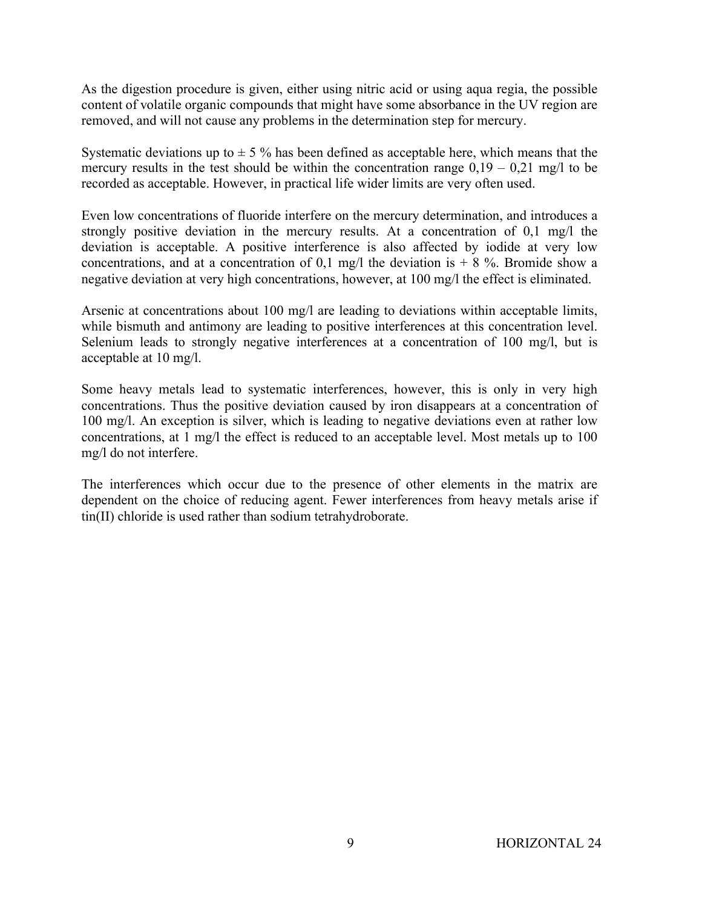As the digestion procedure is given, either using nitric acid or using aqua regia, the possible content of volatile organic compounds that might have some absorbance in the UV region are removed, and will not cause any problems in the determination step for mercury.

Systematic deviations up to ± 5 % has been defined as acceptable here, which means that the mercury results in the test should be within the concentration range 0,19 – 0,21 mg/l to be recorded as acceptable. However, in practical life wider limits are very often used.

Even low concentrations of fluoride interfere on the mercury determination, and introduces a strongly positive deviation in the mercury results. At a concentration of 0,1 mg/l the deviation is acceptable. A positive interference is also affected by iodide at very low concentrations, and at a concentration of 0,1 mg/l the deviation is + 8 %. Bromide show a negative deviation at very high concentrations, however, at 100 mg/l the effect is eliminated.

Arsenic at concentrations about 100 mg/l are leading to deviations within acceptable limits, while bismuth and antimony are leading to positive interferences at this concentration level. Selenium leads to strongly negative interferences at a concentration of 100 mg/l, but is acceptable at 10 mg/l.

Some heavy metals lead to systematic interferences, however, this is only in very high concentrations. Thus the positive deviation caused by iron disappears at a concentration of 100 mg/l. An exception is silver, which is leading to negative deviations even at rather low concentrations, at 1 mg/l the effect is reduced to an acceptable level. Most metals up to 100 mg/l do not interfere.

The interferences which occur due to the presence of other elements in the matrix are dependent on the choice of reducing agent. Fewer interferences from heavy metals arise if tin(II) chloride is used rather than sodium tetrahydroborate.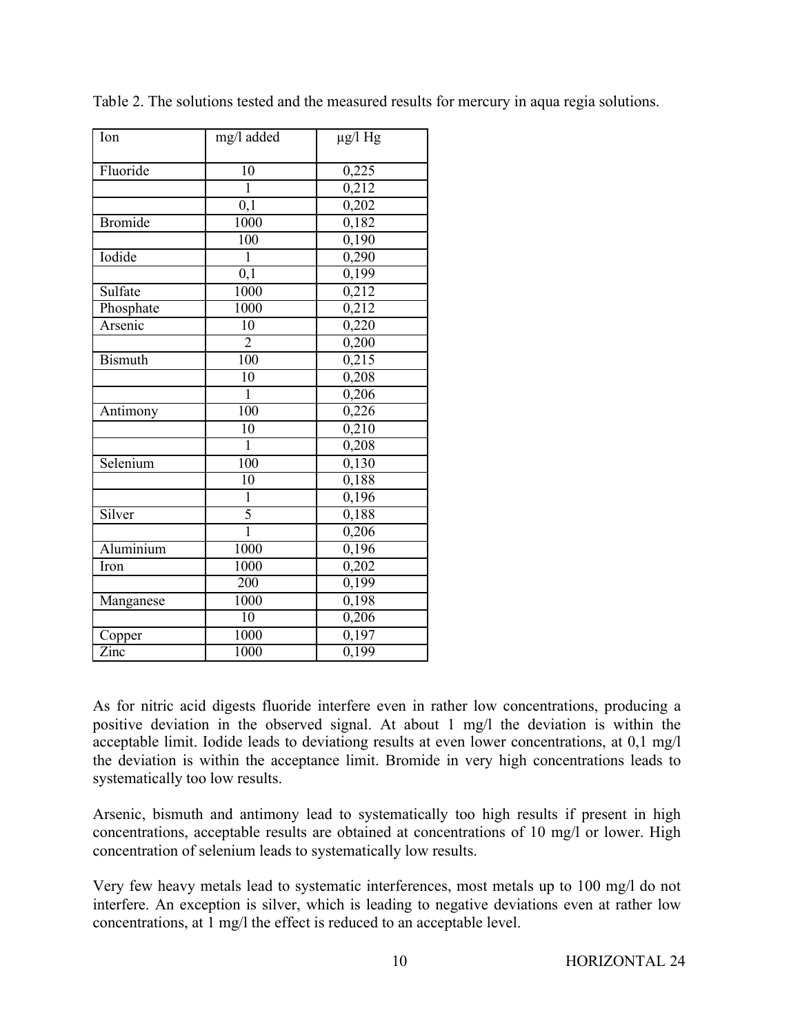Table 2. The solutions tested and the measured results for mercury in aqua regia solutions.

| Ion | mg/l added | µg/l Hg |
|---|---|---|
| Fluoride | 10 | 0,225 |
| | 1 | 0,212 |
| | 0,1 | 0,202 |
| Bromide | 1000 | 0,182 |
| | 100 | 0,190 |
| Iodide | 1 | 0,290 |
| | 0,1 | 0,199 |
| Sulfate | 1000 | 0,212 |
| Phosphate | 1000 | 0,212 |
| Arsenic | 10 | 0,220 |
| | 2 | 0,200 |
| Bismuth | 100 | 0,215 |
| | 10 | 0,208 |
| | 1 | 0,206 |
| Antimony | 100 | 0,226 |
| | 10 | 0,210 |
| | 1 | 0,208 |
| Selenium | 100 | 0,130 |
| | 10 | 0,188 |
| | 1 | 0,196 |
| Silver | 5 | 0,188 |
| | 1 | 0,206 |
| Aluminium | 1000 | 0,196 |
| Iron | 1000 | 0,202 |
| | 200 | 0,199 |
| Manganese | 1000 | 0,198 |
| | 10 | 0,206 |
| Copper | 1000 | 0,197 |
| Zinc | 1000 | 0,199 |

As for nitric acid digests fluoride interfere even in rather low concentrations, producing a positive deviation in the observed signal. At about 1 mg/l the deviation is within the acceptable limit. Iodide leads to deviationg results at even lower concentrations, at 0,1 mg/l the deviation is within the acceptance limit. Bromide in very high concentrations leads to systematically too low results.

Arsenic, bismuth and antimony lead to systematically too high results if present in high concentrations, acceptable results are obtained at concentrations of 10 mg/l or lower. High concentration of selenium leads to systematically low results.

Very few heavy metals lead to systematic interferences, most metals up to 100 mg/l do not interfere. An exception is silver, which is leading to negative deviations even at rather low concentrations, at 1 mg/l the effect is reduced to an acceptable level.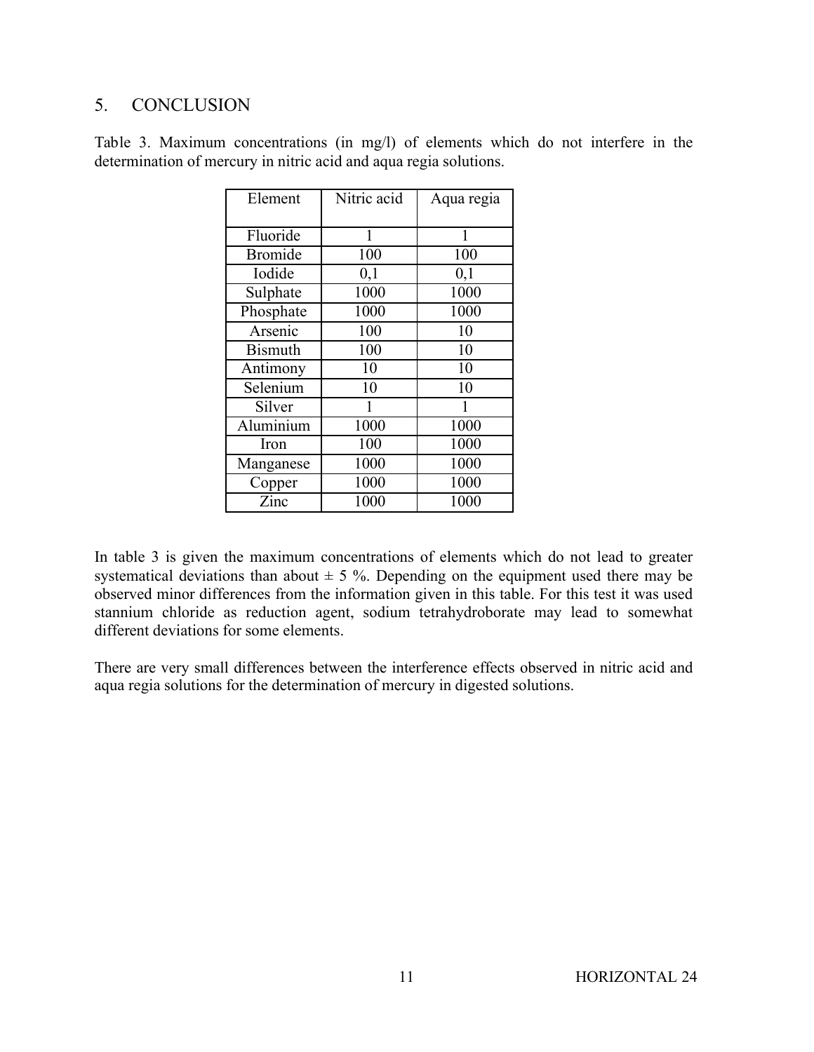## 5. CONCLUSION

Table 3. Maximum concentrations (in mg/l) of elements which do not interfere in the determination of mercury in nitric acid and aqua regia solutions.

| Element | Nitric acid | Aqua regia |
|---|---|---|
| Fluoride | 1 | 1 |
| Bromide | 100 | 100 |
| Iodide | 0,1 | 0,1 |
| Sulphate | 1000 | 1000 |
| Phosphate | 1000 | 1000 |
| Arsenic | 100 | 10 |
| Bismuth | 100 | 10 |
| Antimony | 10 | 10 |
| Selenium | 10 | 10 |
| Silver | 1 | 1 |
| Aluminium | 1000 | 1000 |
| Iron | 100 | 1000 |
| Manganese | 1000 | 1000 |
| Copper | 1000 | 1000 |
| Zinc | 1000 | 1000 |

In table 3 is given the maximum concentrations of elements which do not lead to greater systematical deviations than about ± 5 %. Depending on the equipment used there may be observed minor differences from the information given in this table. For this test it was used stannium chloride as reduction agent, sodium tetrahydroborate may lead to somewhat different deviations for some elements.

There are very small differences between the interference effects observed in nitric acid and aqua regia solutions for the determination of mercury in digested solutions.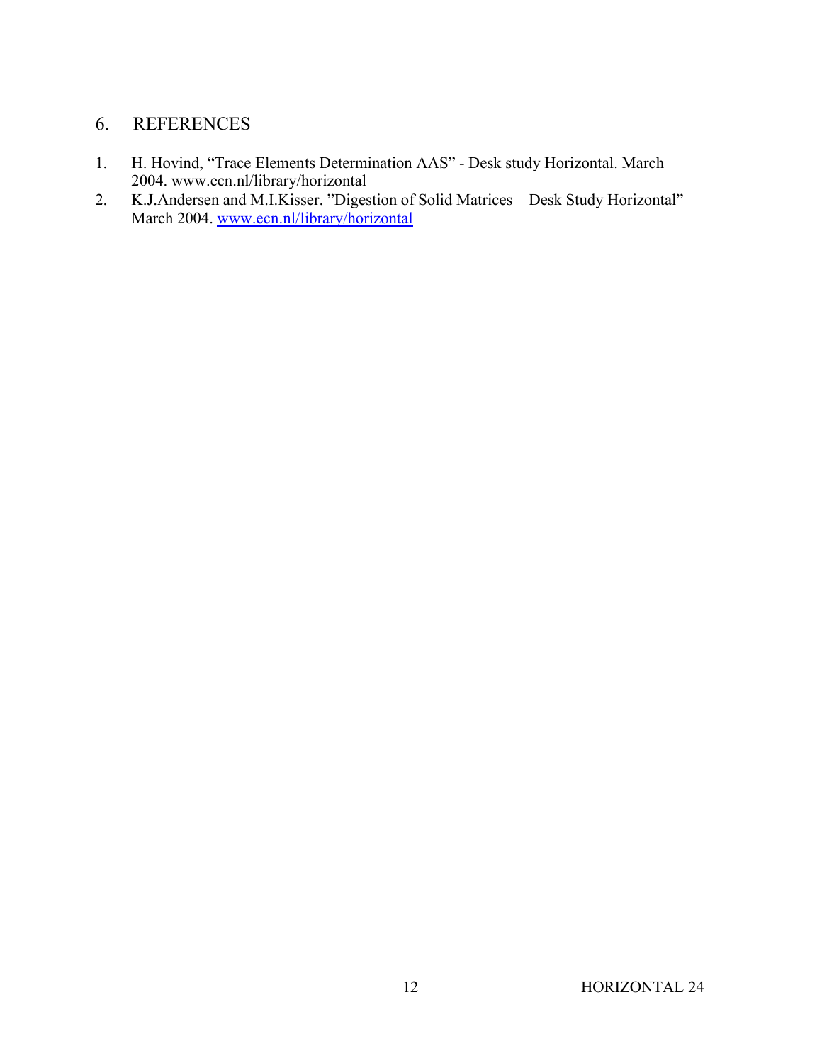## 6. REFERENCES

1. H. Hovind, “Trace Elements Determination AAS” - Desk study Horizontal. March 2004. www.ecn.nl/library/horizontal
2. K.J.Andersen and M.I.Kisser. ”Digestion of Solid Matrices – Desk Study Horizontal” March 2004. www.ecn.nl/library/horizontal